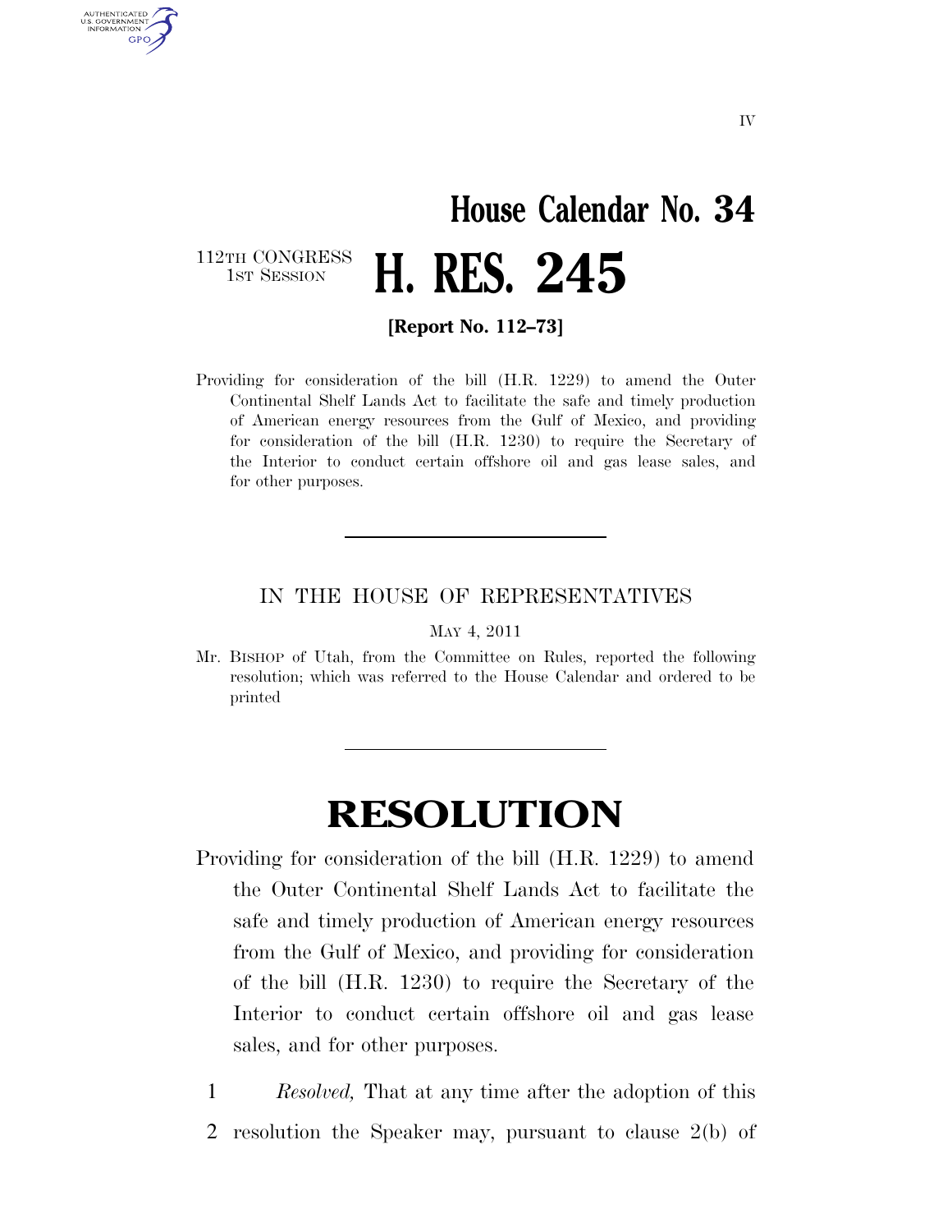IV

# House Calendar No. 34

112TH CONGRESS
1ST SESSION

# H. RES. 245

**[Report No. 112–73]**

Providing for consideration of the bill (H.R. 1229) to amend the Outer Continental Shelf Lands Act to facilitate the safe and timely production of American energy resources from the Gulf of Mexico, and providing for consideration of the bill (H.R. 1230) to require the Secretary of the Interior to conduct certain offshore oil and gas lease sales, and for other purposes.

---

IN THE HOUSE OF REPRESENTATIVES

MAY 4, 2011

Mr. BISHOP of Utah, from the Committee on Rules, reported the following resolution; which was referred to the House Calendar and ordered to be printed

---

# RESOLUTION

Providing for consideration of the bill (H.R. 1229) to amend the Outer Continental Shelf Lands Act to facilitate the safe and timely production of American energy resources from the Gulf of Mexico, and providing for consideration of the bill (H.R. 1230) to require the Secretary of the Interior to conduct certain offshore oil and gas lease sales, and for other purposes.

1 *Resolved,* That at any time after the adoption of this
2 resolution the Speaker may, pursuant to clause 2(b) of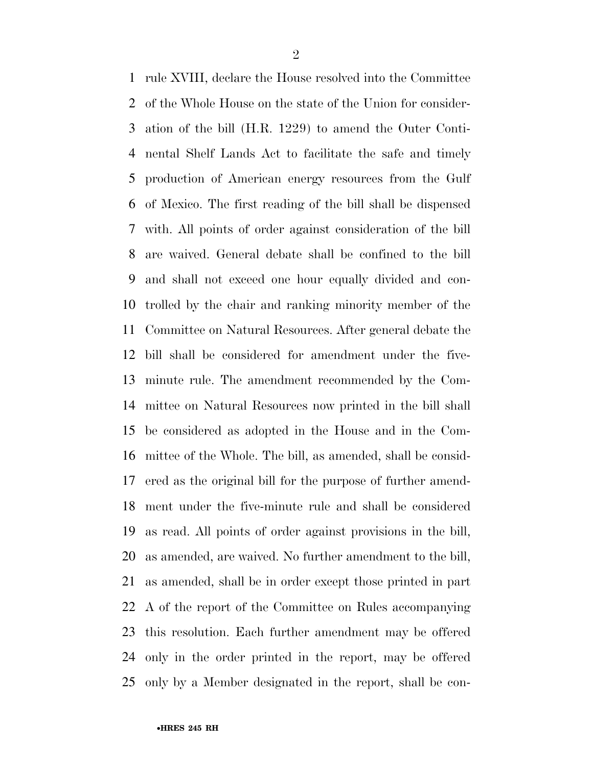rule XVIII, declare the House resolved into the Committee of the Whole House on the state of the Union for consideration of the bill (H.R. 1229) to amend the Outer Continental Shelf Lands Act to facilitate the safe and timely production of American energy resources from the Gulf of Mexico. The first reading of the bill shall be dispensed with. All points of order against consideration of the bill are waived. General debate shall be confined to the bill and shall not exceed one hour equally divided and controlled by the chair and ranking minority member of the Committee on Natural Resources. After general debate the bill shall be considered for amendment under the five-minute rule. The amendment recommended by the Committee on Natural Resources now printed in the bill shall be considered as adopted in the House and in the Committee of the Whole. The bill, as amended, shall be considered as the original bill for the purpose of further amendment under the five-minute rule and shall be considered as read. All points of order against provisions in the bill, as amended, are waived. No further amendment to the bill, as amended, shall be in order except those printed in part A of the report of the Committee on Rules accompanying this resolution. Each further amendment may be offered only in the order printed in the report, may be offered only by a Member designated in the report, shall be con-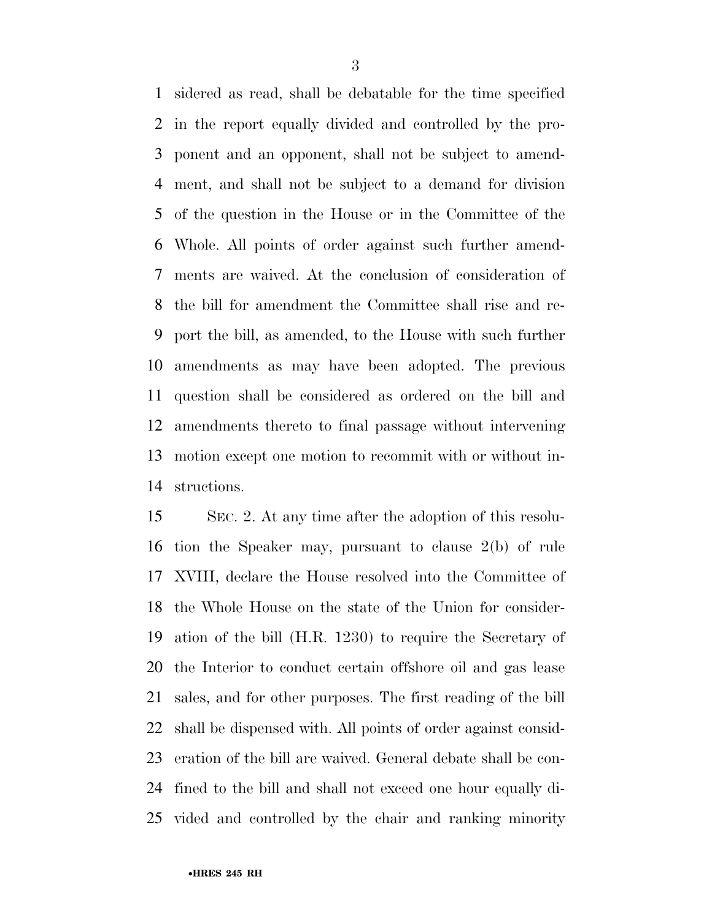sidered as read, shall be debatable for the time specified in the report equally divided and controlled by the proponent and an opponent, shall not be subject to amendment, and shall not be subject to a demand for division of the question in the House or in the Committee of the Whole. All points of order against such further amendments are waived. At the conclusion of consideration of the bill for amendment the Committee shall rise and report the bill, as amended, to the House with such further amendments as may have been adopted. The previous question shall be considered as ordered on the bill and amendments thereto to final passage without intervening motion except one motion to recommit with or without instructions.

SEC. 2. At any time after the adoption of this resolution the Speaker may, pursuant to clause 2(b) of rule XVIII, declare the House resolved into the Committee of the Whole House on the state of the Union for consideration of the bill (H.R. 1230) to require the Secretary of the Interior to conduct certain offshore oil and gas lease sales, and for other purposes. The first reading of the bill shall be dispensed with. All points of order against consideration of the bill are waived. General debate shall be confined to the bill and shall not exceed one hour equally divided and controlled by the chair and ranking minority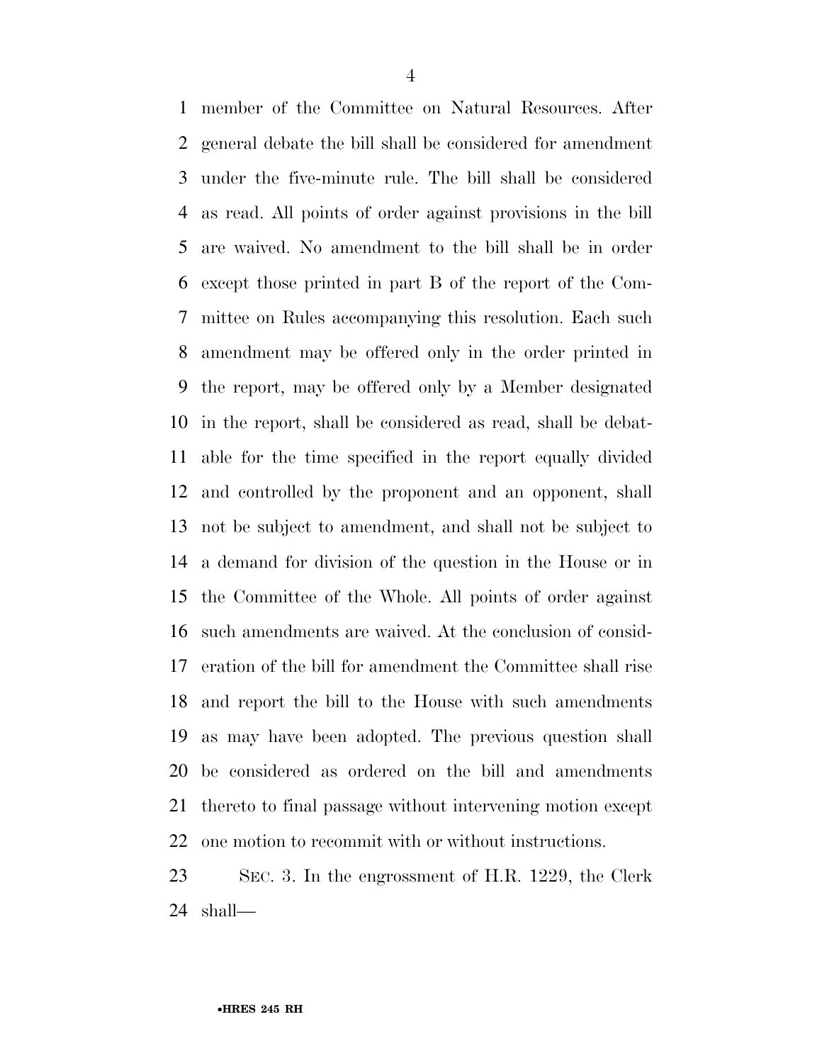member of the Committee on Natural Resources. After general debate the bill shall be considered for amendment under the five-minute rule. The bill shall be considered as read. All points of order against provisions in the bill are waived. No amendment to the bill shall be in order except those printed in part B of the report of the Committee on Rules accompanying this resolution. Each such amendment may be offered only in the order printed in the report, may be offered only by a Member designated in the report, shall be considered as read, shall be debatable for the time specified in the report equally divided and controlled by the proponent and an opponent, shall not be subject to amendment, and shall not be subject to a demand for division of the question in the House or in the Committee of the Whole. All points of order against such amendments are waived. At the conclusion of consideration of the bill for amendment the Committee shall rise and report the bill to the House with such amendments as may have been adopted. The previous question shall be considered as ordered on the bill and amendments thereto to final passage without intervening motion except one motion to recommit with or without instructions.

SEC. 3. In the engrossment of H.R. 1229, the Clerk shall—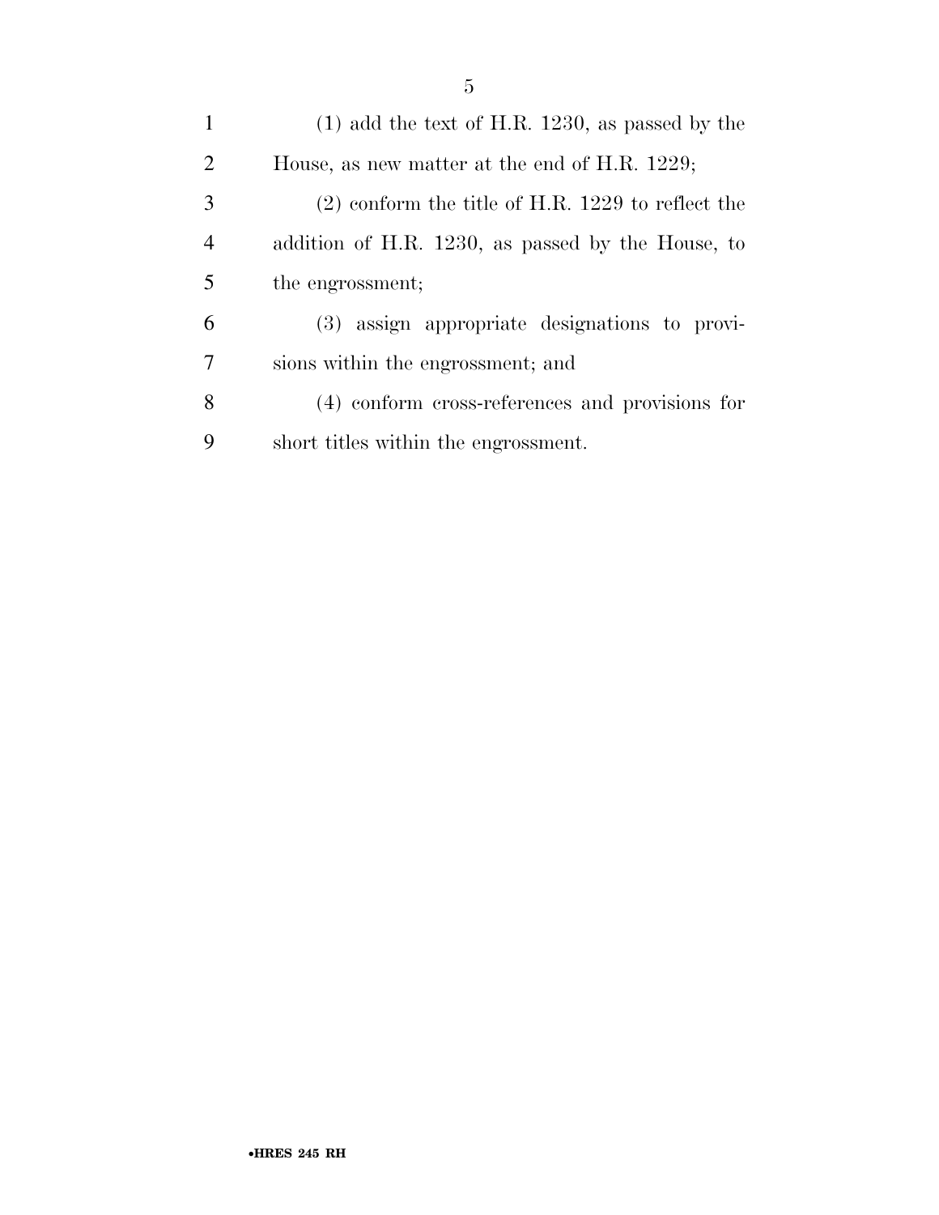(1) add the text of H.R. 1230, as passed by the House, as new matter at the end of H.R. 1229;

(2) conform the title of H.R. 1229 to reflect the addition of H.R. 1230, as passed by the House, to the engrossment;

(3) assign appropriate designations to provisions within the engrossment; and

(4) conform cross-references and provisions for short titles within the engrossment.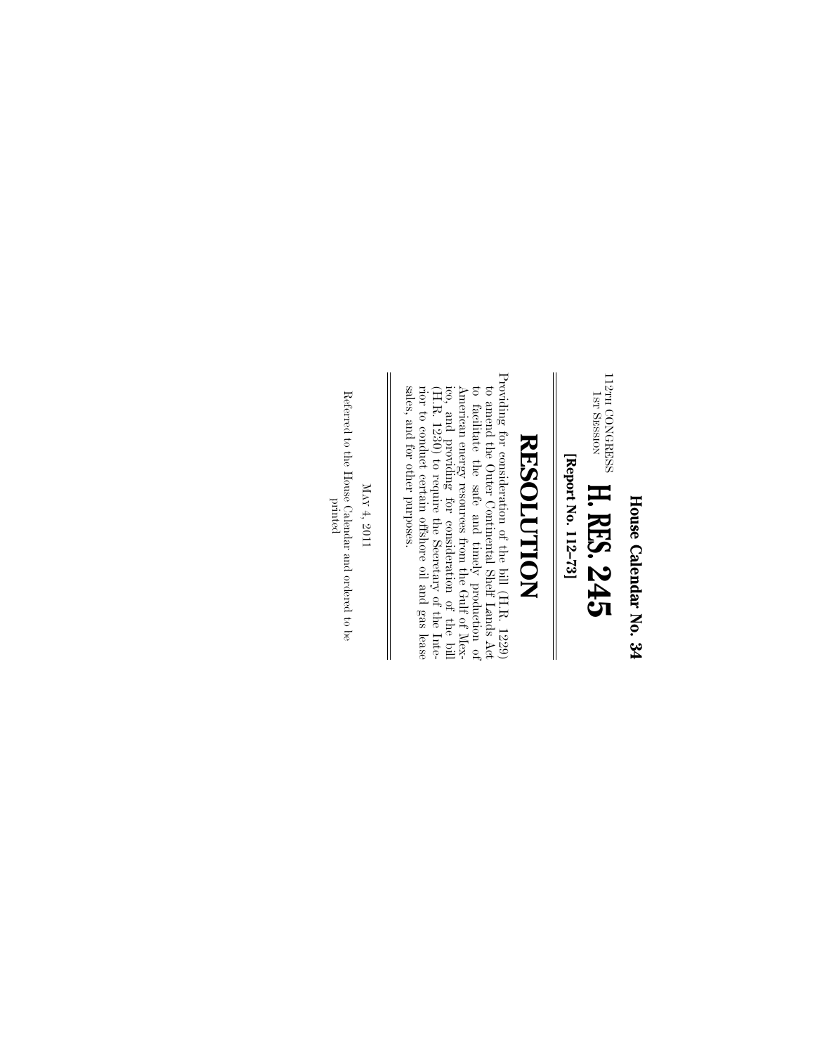**House Calendar No. 34**

112TH CONGRESS
1ST SESSION

# H. RES. 245

**[Report No. 112–73]**

# RESOLUTION

Providing for consideration of the bill (H.R. 1229) to amend the Outer Continental Shelf Lands Act to facilitate the safe and timely production of American energy resources from the Gulf of Mexico, and providing for consideration of the bill (H.R. 1230) to require the Secretary of the Interior to conduct certain offshore oil and gas lease sales, and for other purposes.

---

MAY 4, 2011

Referred to the House Calendar and ordered to be printed